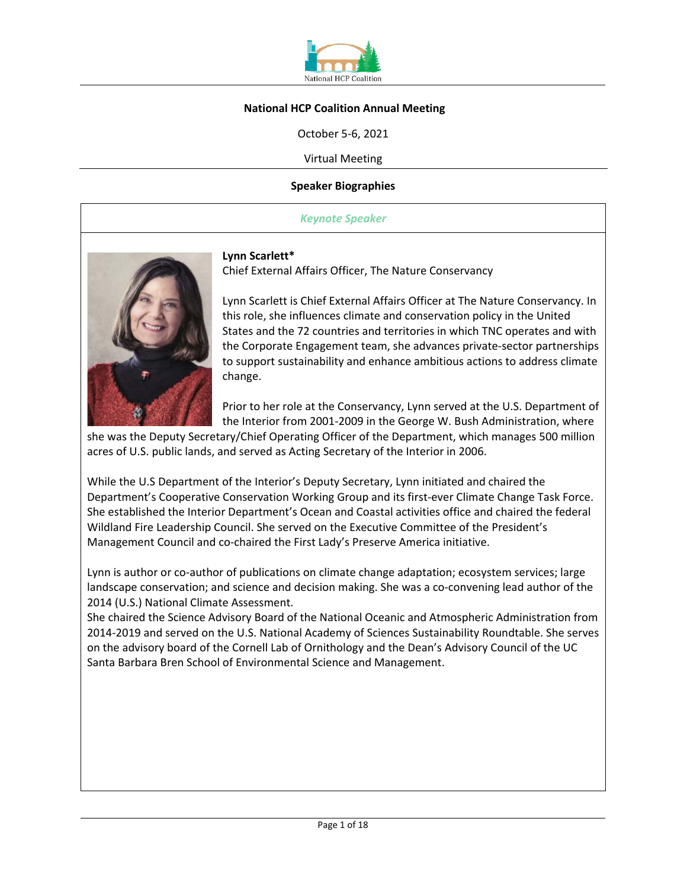# National HCP Coalition Annual Meeting

October 5-6, 2021

Virtual Meeting

## Speaker Biographies

### *Keynote Speaker*

**Lynn Scarlett***
Chief External Affairs Officer, The Nature Conservancy

Lynn Scarlett is Chief External Affairs Officer at The Nature Conservancy. In this role, she influences climate and conservation policy in the United States and the 72 countries and territories in which TNC operates and with the Corporate Engagement team, she advances private-sector partnerships to support sustainability and enhance ambitious actions to address climate change.

Prior to her role at the Conservancy, Lynn served at the U.S. Department of the Interior from 2001-2009 in the George W. Bush Administration, where she was the Deputy Secretary/Chief Operating Officer of the Department, which manages 500 million acres of U.S. public lands, and served as Acting Secretary of the Interior in 2006.

While the U.S Department of the Interior's Deputy Secretary, Lynn initiated and chaired the Department's Cooperative Conservation Working Group and its first-ever Climate Change Task Force. She established the Interior Department's Ocean and Coastal activities office and chaired the federal Wildland Fire Leadership Council. She served on the Executive Committee of the President's Management Council and co-chaired the First Lady's Preserve America initiative.

Lynn is author or co-author of publications on climate change adaptation; ecosystem services; large landscape conservation; and science and decision making. She was a co-convening lead author of the 2014 (U.S.) National Climate Assessment.
She chaired the Science Advisory Board of the National Oceanic and Atmospheric Administration from 2014-2019 and served on the U.S. National Academy of Sciences Sustainability Roundtable. She serves on the advisory board of the Cornell Lab of Ornithology and the Dean's Advisory Council of the UC Santa Barbara Bren School of Environmental Science and Management.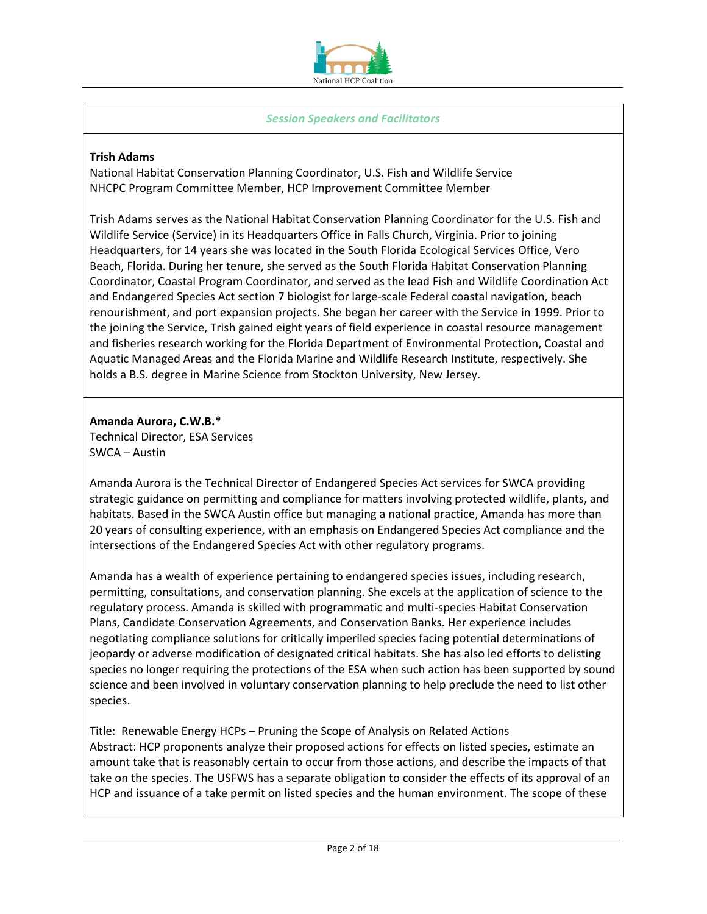*Session Speakers and Facilitators*

**Trish Adams**
National Habitat Conservation Planning Coordinator, U.S. Fish and Wildlife Service
NHCPC Program Committee Member, HCP Improvement Committee Member

Trish Adams serves as the National Habitat Conservation Planning Coordinator for the U.S. Fish and Wildlife Service (Service) in its Headquarters Office in Falls Church, Virginia. Prior to joining Headquarters, for 14 years she was located in the South Florida Ecological Services Office, Vero Beach, Florida. During her tenure, she served as the South Florida Habitat Conservation Planning Coordinator, Coastal Program Coordinator, and served as the lead Fish and Wildlife Coordination Act and Endangered Species Act section 7 biologist for large-scale Federal coastal navigation, beach renourishment, and port expansion projects. She began her career with the Service in 1999. Prior to the joining the Service, Trish gained eight years of field experience in coastal resource management and fisheries research working for the Florida Department of Environmental Protection, Coastal and Aquatic Managed Areas and the Florida Marine and Wildlife Research Institute, respectively. She holds a B.S. degree in Marine Science from Stockton University, New Jersey.

**Amanda Aurora, C.W.B.***
Technical Director, ESA Services
SWCA – Austin

Amanda Aurora is the Technical Director of Endangered Species Act services for SWCA providing strategic guidance on permitting and compliance for matters involving protected wildlife, plants, and habitats. Based in the SWCA Austin office but managing a national practice, Amanda has more than 20 years of consulting experience, with an emphasis on Endangered Species Act compliance and the intersections of the Endangered Species Act with other regulatory programs.

Amanda has a wealth of experience pertaining to endangered species issues, including research, permitting, consultations, and conservation planning. She excels at the application of science to the regulatory process. Amanda is skilled with programmatic and multi-species Habitat Conservation Plans, Candidate Conservation Agreements, and Conservation Banks. Her experience includes negotiating compliance solutions for critically imperiled species facing potential determinations of jeopardy or adverse modification of designated critical habitats. She has also led efforts to delisting species no longer requiring the protections of the ESA when such action has been supported by sound science and been involved in voluntary conservation planning to help preclude the need to list other species.

Title: Renewable Energy HCPs – Pruning the Scope of Analysis on Related Actions
Abstract: HCP proponents analyze their proposed actions for effects on listed species, estimate an amount take that is reasonably certain to occur from those actions, and describe the impacts of that take on the species. The USFWS has a separate obligation to consider the effects of its approval of an HCP and issuance of a take permit on listed species and the human environment. The scope of these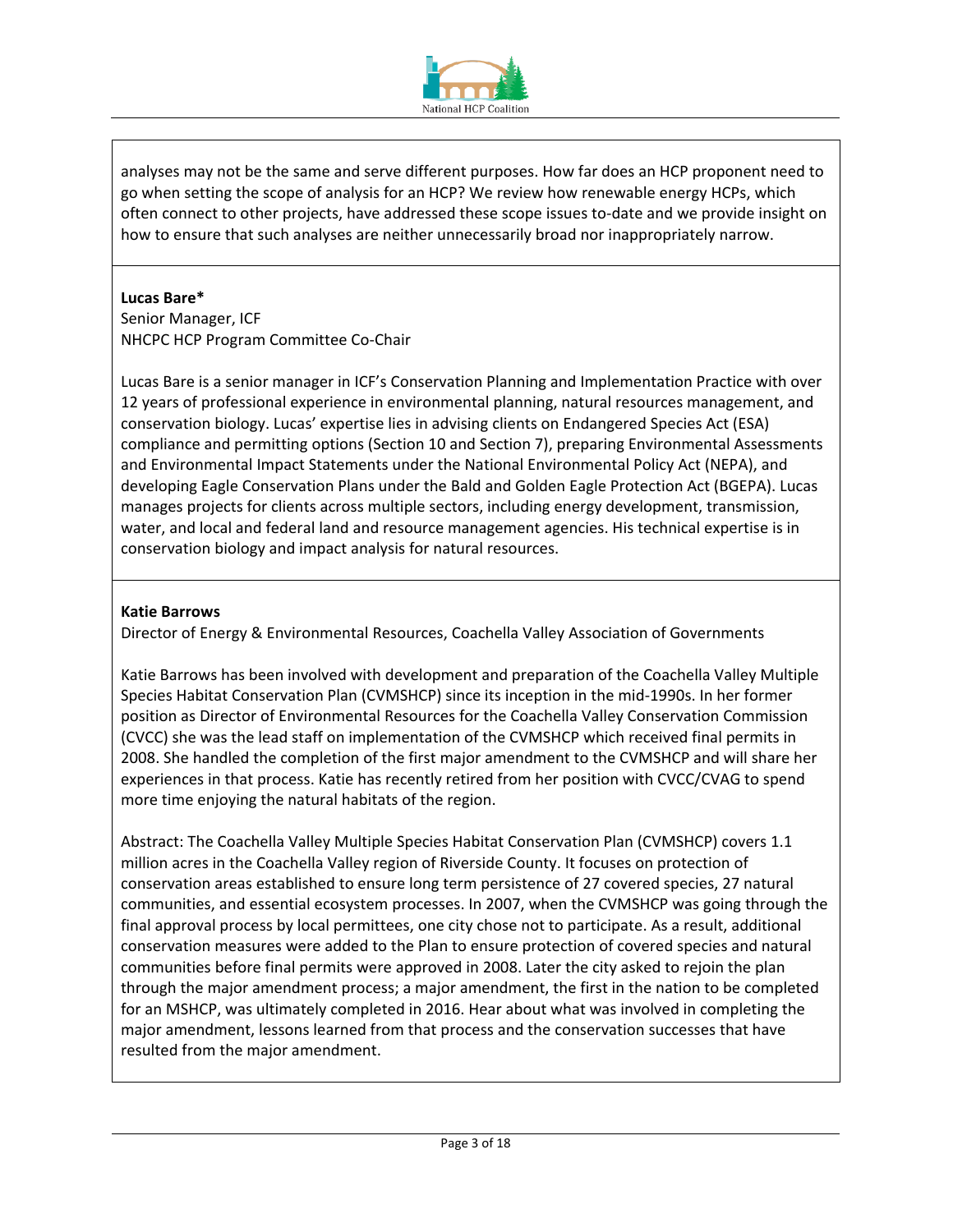analyses may not be the same and serve different purposes. How far does an HCP proponent need to go when setting the scope of analysis for an HCP? We review how renewable energy HCPs, which often connect to other projects, have addressed these scope issues to-date and we provide insight on how to ensure that such analyses are neither unnecessarily broad nor inappropriately narrow.

**Lucas Bare***
Senior Manager, ICF
NHCPC HCP Program Committee Co-Chair

Lucas Bare is a senior manager in ICF's Conservation Planning and Implementation Practice with over 12 years of professional experience in environmental planning, natural resources management, and conservation biology. Lucas' expertise lies in advising clients on Endangered Species Act (ESA) compliance and permitting options (Section 10 and Section 7), preparing Environmental Assessments and Environmental Impact Statements under the National Environmental Policy Act (NEPA), and developing Eagle Conservation Plans under the Bald and Golden Eagle Protection Act (BGEPA). Lucas manages projects for clients across multiple sectors, including energy development, transmission, water, and local and federal land and resource management agencies. His technical expertise is in conservation biology and impact analysis for natural resources.

**Katie Barrows**
Director of Energy & Environmental Resources, Coachella Valley Association of Governments

Katie Barrows has been involved with development and preparation of the Coachella Valley Multiple Species Habitat Conservation Plan (CVMSHCP) since its inception in the mid-1990s. In her former position as Director of Environmental Resources for the Coachella Valley Conservation Commission (CVCC) she was the lead staff on implementation of the CVMSHCP which received final permits in 2008. She handled the completion of the first major amendment to the CVMSHCP and will share her experiences in that process. Katie has recently retired from her position with CVCC/CVAG to spend more time enjoying the natural habitats of the region.

Abstract: The Coachella Valley Multiple Species Habitat Conservation Plan (CVMSHCP) covers 1.1 million acres in the Coachella Valley region of Riverside County. It focuses on protection of conservation areas established to ensure long term persistence of 27 covered species, 27 natural communities, and essential ecosystem processes. In 2007, when the CVMSHCP was going through the final approval process by local permittees, one city chose not to participate. As a result, additional conservation measures were added to the Plan to ensure protection of covered species and natural communities before final permits were approved in 2008. Later the city asked to rejoin the plan through the major amendment process; a major amendment, the first in the nation to be completed for an MSHCP, was ultimately completed in 2016. Hear about what was involved in completing the major amendment, lessons learned from that process and the conservation successes that have resulted from the major amendment.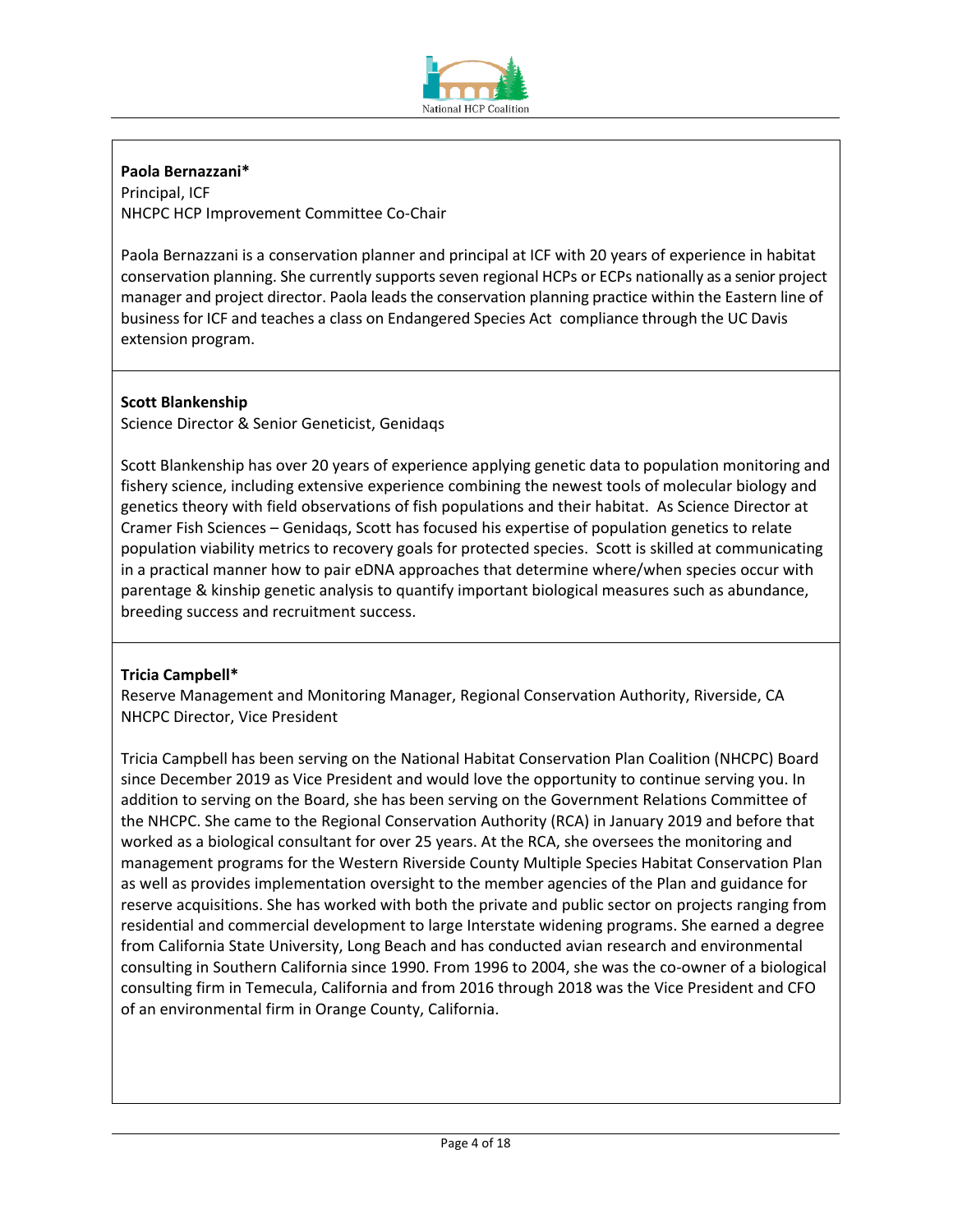**Paola Bernazzani***
Principal, ICF
NHCPC HCP Improvement Committee Co-Chair

Paola Bernazzani is a conservation planner and principal at ICF with 20 years of experience in habitat conservation planning. She currently supports seven regional HCPs or ECPs nationally as a senior project manager and project director. Paola leads the conservation planning practice within the Eastern line of business for ICF and teaches a class on Endangered Species Act compliance through the UC Davis extension program.

**Scott Blankenship**
Science Director & Senior Geneticist, Genidaqs

Scott Blankenship has over 20 years of experience applying genetic data to population monitoring and fishery science, including extensive experience combining the newest tools of molecular biology and genetics theory with field observations of fish populations and their habitat. As Science Director at Cramer Fish Sciences – Genidaqs, Scott has focused his expertise of population genetics to relate population viability metrics to recovery goals for protected species. Scott is skilled at communicating in a practical manner how to pair eDNA approaches that determine where/when species occur with parentage & kinship genetic analysis to quantify important biological measures such as abundance, breeding success and recruitment success.

**Tricia Campbell***
Reserve Management and Monitoring Manager, Regional Conservation Authority, Riverside, CA
NHCPC Director, Vice President

Tricia Campbell has been serving on the National Habitat Conservation Plan Coalition (NHCPC) Board since December 2019 as Vice President and would love the opportunity to continue serving you. In addition to serving on the Board, she has been serving on the Government Relations Committee of the NHCPC. She came to the Regional Conservation Authority (RCA) in January 2019 and before that worked as a biological consultant for over 25 years. At the RCA, she oversees the monitoring and management programs for the Western Riverside County Multiple Species Habitat Conservation Plan as well as provides implementation oversight to the member agencies of the Plan and guidance for reserve acquisitions. She has worked with both the private and public sector on projects ranging from residential and commercial development to large Interstate widening programs. She earned a degree from California State University, Long Beach and has conducted avian research and environmental consulting in Southern California since 1990. From 1996 to 2004, she was the co-owner of a biological consulting firm in Temecula, California and from 2016 through 2018 was the Vice President and CFO of an environmental firm in Orange County, California.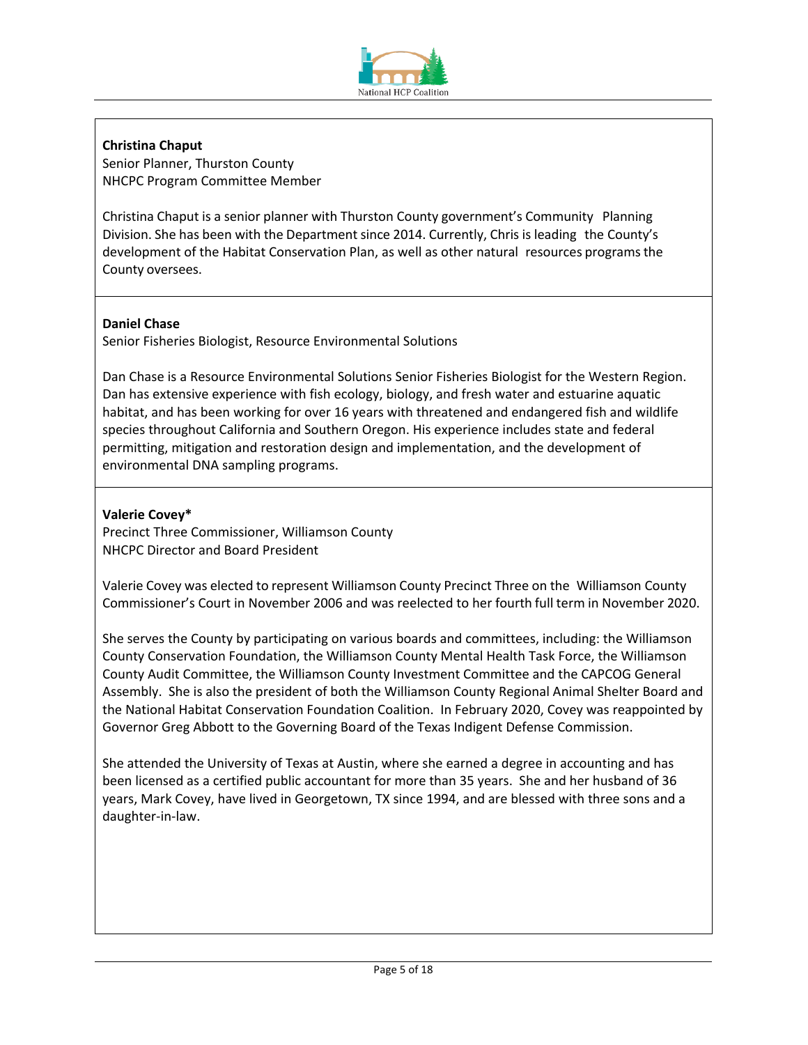**Christina Chaput**
Senior Planner, Thurston County
NHCPC Program Committee Member

Christina Chaput is a senior planner with Thurston County government's Community Planning Division. She has been with the Department since 2014. Currently, Chris is leading the County's development of the Habitat Conservation Plan, as well as other natural resources programs the County oversees.

**Daniel Chase**
Senior Fisheries Biologist, Resource Environmental Solutions

Dan Chase is a Resource Environmental Solutions Senior Fisheries Biologist for the Western Region. Dan has extensive experience with fish ecology, biology, and fresh water and estuarine aquatic habitat, and has been working for over 16 years with threatened and endangered fish and wildlife species throughout California and Southern Oregon. His experience includes state and federal permitting, mitigation and restoration design and implementation, and the development of environmental DNA sampling programs.

**Valerie Covey***
Precinct Three Commissioner, Williamson County
NHCPC Director and Board President

Valerie Covey was elected to represent Williamson County Precinct Three on the Williamson County Commissioner's Court in November 2006 and was reelected to her fourth full term in November 2020.

She serves the County by participating on various boards and committees, including: the Williamson County Conservation Foundation, the Williamson County Mental Health Task Force, the Williamson County Audit Committee, the Williamson County Investment Committee and the CAPCOG General Assembly. She is also the president of both the Williamson County Regional Animal Shelter Board and the National Habitat Conservation Foundation Coalition. In February 2020, Covey was reappointed by Governor Greg Abbott to the Governing Board of the Texas Indigent Defense Commission.

She attended the University of Texas at Austin, where she earned a degree in accounting and has been licensed as a certified public accountant for more than 35 years. She and her husband of 36 years, Mark Covey, have lived in Georgetown, TX since 1994, and are blessed with three sons and a daughter-in-law.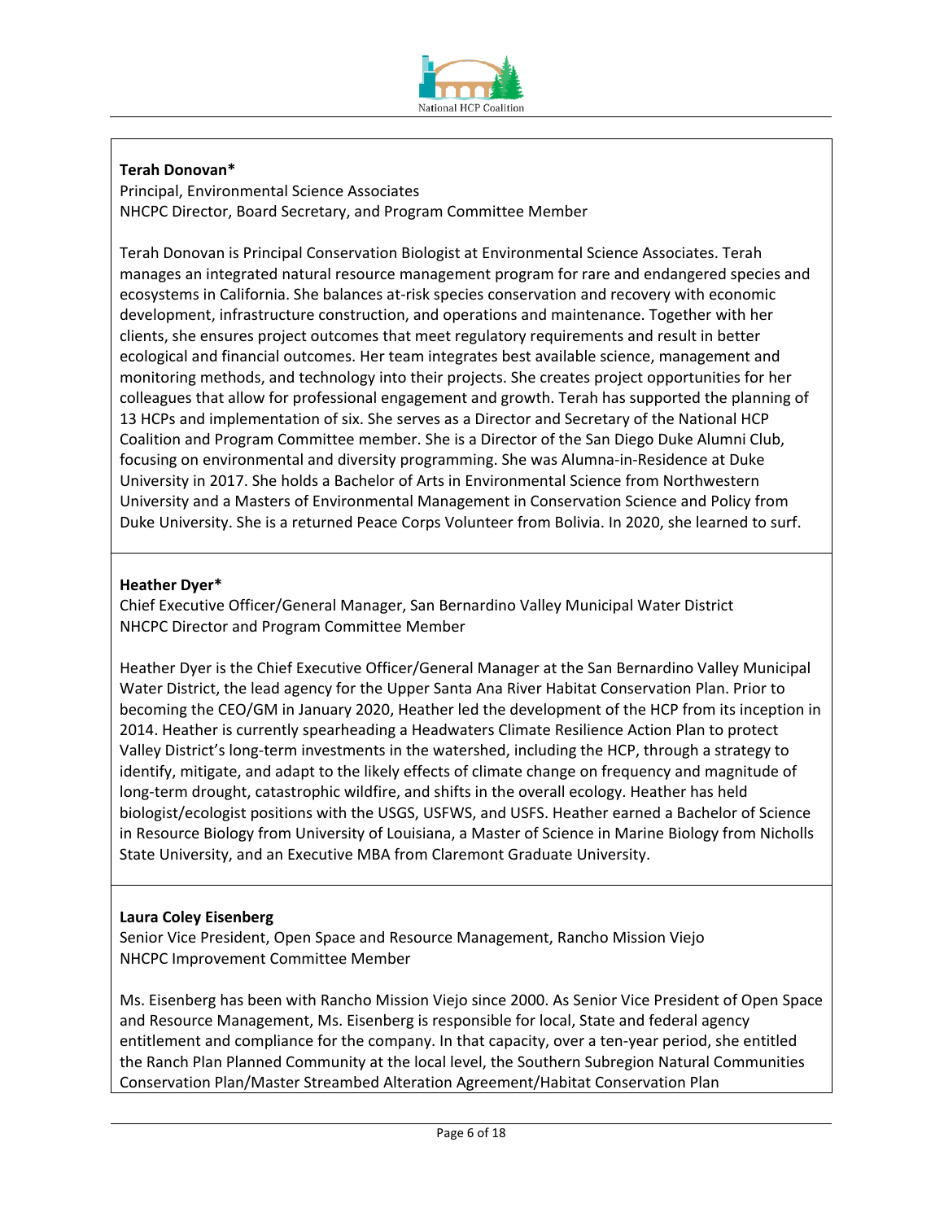**Terah Donovan***
Principal, Environmental Science Associates
NHCPC Director, Board Secretary, and Program Committee Member

Terah Donovan is Principal Conservation Biologist at Environmental Science Associates. Terah manages an integrated natural resource management program for rare and endangered species and ecosystems in California. She balances at-risk species conservation and recovery with economic development, infrastructure construction, and operations and maintenance. Together with her clients, she ensures project outcomes that meet regulatory requirements and result in better ecological and financial outcomes. Her team integrates best available science, management and monitoring methods, and technology into their projects. She creates project opportunities for her colleagues that allow for professional engagement and growth. Terah has supported the planning of 13 HCPs and implementation of six. She serves as a Director and Secretary of the National HCP Coalition and Program Committee member. She is a Director of the San Diego Duke Alumni Club, focusing on environmental and diversity programming. She was Alumna-in-Residence at Duke University in 2017. She holds a Bachelor of Arts in Environmental Science from Northwestern University and a Masters of Environmental Management in Conservation Science and Policy from Duke University. She is a returned Peace Corps Volunteer from Bolivia. In 2020, she learned to surf.

**Heather Dyer***
Chief Executive Officer/General Manager, San Bernardino Valley Municipal Water District
NHCPC Director and Program Committee Member

Heather Dyer is the Chief Executive Officer/General Manager at the San Bernardino Valley Municipal Water District, the lead agency for the Upper Santa Ana River Habitat Conservation Plan. Prior to becoming the CEO/GM in January 2020, Heather led the development of the HCP from its inception in 2014. Heather is currently spearheading a Headwaters Climate Resilience Action Plan to protect Valley District's long-term investments in the watershed, including the HCP, through a strategy to identify, mitigate, and adapt to the likely effects of climate change on frequency and magnitude of long-term drought, catastrophic wildfire, and shifts in the overall ecology. Heather has held biologist/ecologist positions with the USGS, USFWS, and USFS. Heather earned a Bachelor of Science in Resource Biology from University of Louisiana, a Master of Science in Marine Biology from Nicholls State University, and an Executive MBA from Claremont Graduate University.

**Laura Coley Eisenberg**
Senior Vice President, Open Space and Resource Management, Rancho Mission Viejo
NHCPC Improvement Committee Member

Ms. Eisenberg has been with Rancho Mission Viejo since 2000. As Senior Vice President of Open Space and Resource Management, Ms. Eisenberg is responsible for local, State and federal agency entitlement and compliance for the company. In that capacity, over a ten-year period, she entitled the Ranch Plan Planned Community at the local level, the Southern Subregion Natural Communities Conservation Plan/Master Streambed Alteration Agreement/Habitat Conservation Plan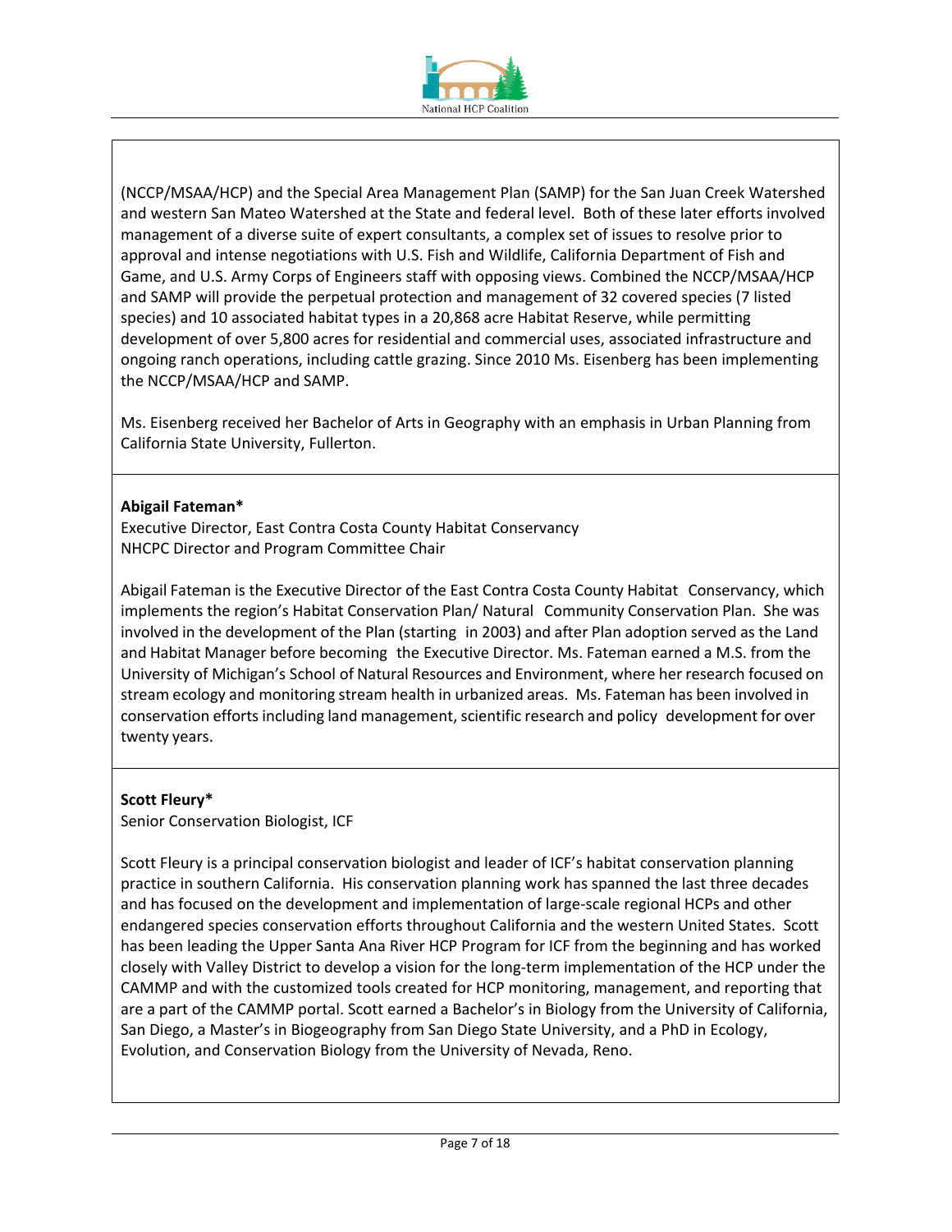(NCCP/MSAA/HCP) and the Special Area Management Plan (SAMP) for the San Juan Creek Watershed and western San Mateo Watershed at the State and federal level. Both of these later efforts involved management of a diverse suite of expert consultants, a complex set of issues to resolve prior to approval and intense negotiations with U.S. Fish and Wildlife, California Department of Fish and Game, and U.S. Army Corps of Engineers staff with opposing views. Combined the NCCP/MSAA/HCP and SAMP will provide the perpetual protection and management of 32 covered species (7 listed species) and 10 associated habitat types in a 20,868 acre Habitat Reserve, while permitting development of over 5,800 acres for residential and commercial uses, associated infrastructure and ongoing ranch operations, including cattle grazing. Since 2010 Ms. Eisenberg has been implementing the NCCP/MSAA/HCP and SAMP.

Ms. Eisenberg received her Bachelor of Arts in Geography with an emphasis in Urban Planning from California State University, Fullerton.

**Abigail Fateman***
Executive Director, East Contra Costa County Habitat Conservancy
NHCPC Director and Program Committee Chair

Abigail Fateman is the Executive Director of the East Contra Costa County Habitat Conservancy, which implements the region's Habitat Conservation Plan/ Natural Community Conservation Plan. She was involved in the development of the Plan (starting in 2003) and after Plan adoption served as the Land and Habitat Manager before becoming the Executive Director. Ms. Fateman earned a M.S. from the University of Michigan's School of Natural Resources and Environment, where her research focused on stream ecology and monitoring stream health in urbanized areas. Ms. Fateman has been involved in conservation efforts including land management, scientific research and policy development for over twenty years.

**Scott Fleury***
Senior Conservation Biologist, ICF

Scott Fleury is a principal conservation biologist and leader of ICF's habitat conservation planning practice in southern California. His conservation planning work has spanned the last three decades and has focused on the development and implementation of large-scale regional HCPs and other endangered species conservation efforts throughout California and the western United States. Scott has been leading the Upper Santa Ana River HCP Program for ICF from the beginning and has worked closely with Valley District to develop a vision for the long-term implementation of the HCP under the CAMMP and with the customized tools created for HCP monitoring, management, and reporting that are a part of the CAMMP portal. Scott earned a Bachelor's in Biology from the University of California, San Diego, a Master's in Biogeography from San Diego State University, and a PhD in Ecology, Evolution, and Conservation Biology from the University of Nevada, Reno.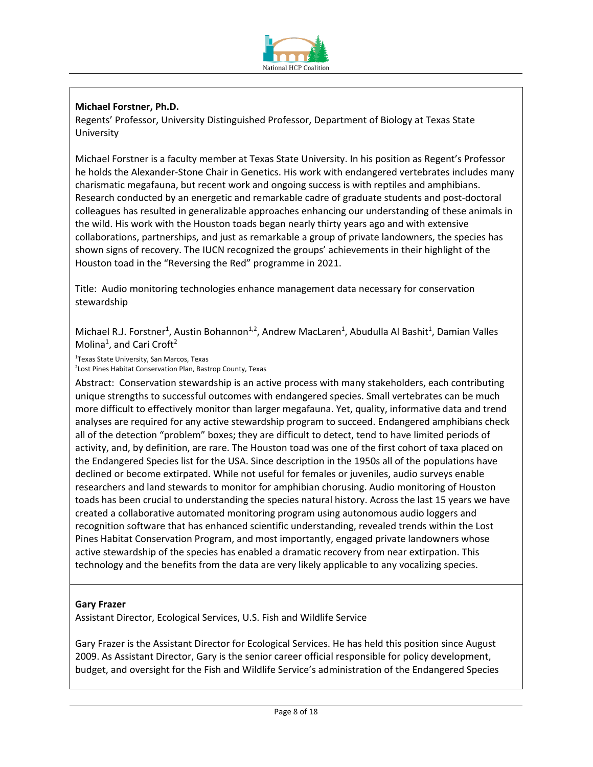**Michael Forstner, Ph.D.**

Regents' Professor, University Distinguished Professor, Department of Biology at Texas State University

Michael Forstner is a faculty member at Texas State University. In his position as Regent's Professor he holds the Alexander-Stone Chair in Genetics. His work with endangered vertebrates includes many charismatic megafauna, but recent work and ongoing success is with reptiles and amphibians. Research conducted by an energetic and remarkable cadre of graduate students and post-doctoral colleagues has resulted in generalizable approaches enhancing our understanding of these animals in the wild. His work with the Houston toads began nearly thirty years ago and with extensive collaborations, partnerships, and just as remarkable a group of private landowners, the species has shown signs of recovery. The IUCN recognized the groups' achievements in their highlight of the Houston toad in the "Reversing the Red" programme in 2021.

Title: Audio monitoring technologies enhance management data necessary for conservation stewardship

Michael R.J. Forstner[1], Austin Bohannon[1,2], Andrew MacLaren[1], Abudulla Al Bashit[1], Damian Valles Molina[1], and Cari Croft[2]

[1]Texas State University, San Marcos, Texas
[2]Lost Pines Habitat Conservation Plan, Bastrop County, Texas

Abstract: Conservation stewardship is an active process with many stakeholders, each contributing unique strengths to successful outcomes with endangered species. Small vertebrates can be much more difficult to effectively monitor than larger megafauna. Yet, quality, informative data and trend analyses are required for any active stewardship program to succeed. Endangered amphibians check all of the detection "problem" boxes; they are difficult to detect, tend to have limited periods of activity, and, by definition, are rare. The Houston toad was one of the first cohort of taxa placed on the Endangered Species list for the USA. Since description in the 1950s all of the populations have declined or become extirpated. While not useful for females or juveniles, audio surveys enable researchers and land stewards to monitor for amphibian chorusing. Audio monitoring of Houston toads has been crucial to understanding the species natural history. Across the last 15 years we have created a collaborative automated monitoring program using autonomous audio loggers and recognition software that has enhanced scientific understanding, revealed trends within the Lost Pines Habitat Conservation Program, and most importantly, engaged private landowners whose active stewardship of the species has enabled a dramatic recovery from near extirpation. This technology and the benefits from the data are very likely applicable to any vocalizing species.

**Gary Frazer**

Assistant Director, Ecological Services, U.S. Fish and Wildlife Service

Gary Frazer is the Assistant Director for Ecological Services. He has held this position since August 2009. As Assistant Director, Gary is the senior career official responsible for policy development, budget, and oversight for the Fish and Wildlife Service's administration of the Endangered Species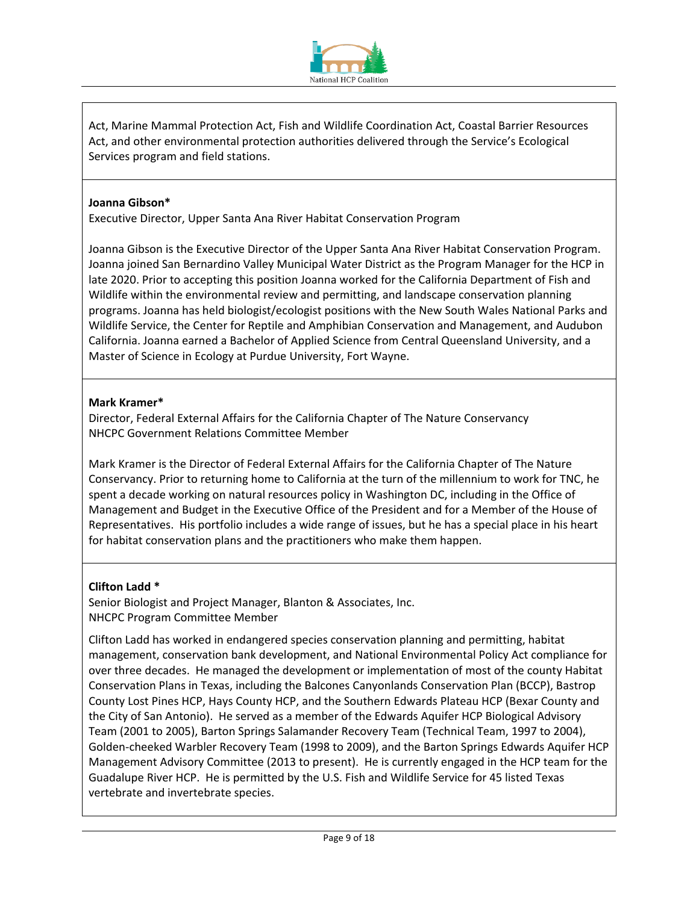Act, Marine Mammal Protection Act, Fish and Wildlife Coordination Act, Coastal Barrier Resources Act, and other environmental protection authorities delivered through the Service's Ecological Services program and field stations.

**Joanna Gibson***
Executive Director, Upper Santa Ana River Habitat Conservation Program

Joanna Gibson is the Executive Director of the Upper Santa Ana River Habitat Conservation Program. Joanna joined San Bernardino Valley Municipal Water District as the Program Manager for the HCP in late 2020. Prior to accepting this position Joanna worked for the California Department of Fish and Wildlife within the environmental review and permitting, and landscape conservation planning programs. Joanna has held biologist/ecologist positions with the New South Wales National Parks and Wildlife Service, the Center for Reptile and Amphibian Conservation and Management, and Audubon California. Joanna earned a Bachelor of Applied Science from Central Queensland University, and a Master of Science in Ecology at Purdue University, Fort Wayne.

**Mark Kramer***
Director, Federal External Affairs for the California Chapter of The Nature Conservancy
NHCPC Government Relations Committee Member

Mark Kramer is the Director of Federal External Affairs for the California Chapter of The Nature Conservancy. Prior to returning home to California at the turn of the millennium to work for TNC, he spent a decade working on natural resources policy in Washington DC, including in the Office of Management and Budget in the Executive Office of the President and for a Member of the House of Representatives. His portfolio includes a wide range of issues, but he has a special place in his heart for habitat conservation plans and the practitioners who make them happen.

**Clifton Ladd ***
Senior Biologist and Project Manager, Blanton & Associates, Inc.
NHCPC Program Committee Member

Clifton Ladd has worked in endangered species conservation planning and permitting, habitat management, conservation bank development, and National Environmental Policy Act compliance for over three decades. He managed the development or implementation of most of the county Habitat Conservation Plans in Texas, including the Balcones Canyonlands Conservation Plan (BCCP), Bastrop County Lost Pines HCP, Hays County HCP, and the Southern Edwards Plateau HCP (Bexar County and the City of San Antonio). He served as a member of the Edwards Aquifer HCP Biological Advisory Team (2001 to 2005), Barton Springs Salamander Recovery Team (Technical Team, 1997 to 2004), Golden-cheeked Warbler Recovery Team (1998 to 2009), and the Barton Springs Edwards Aquifer HCP Management Advisory Committee (2013 to present). He is currently engaged in the HCP team for the Guadalupe River HCP. He is permitted by the U.S. Fish and Wildlife Service for 45 listed Texas vertebrate and invertebrate species.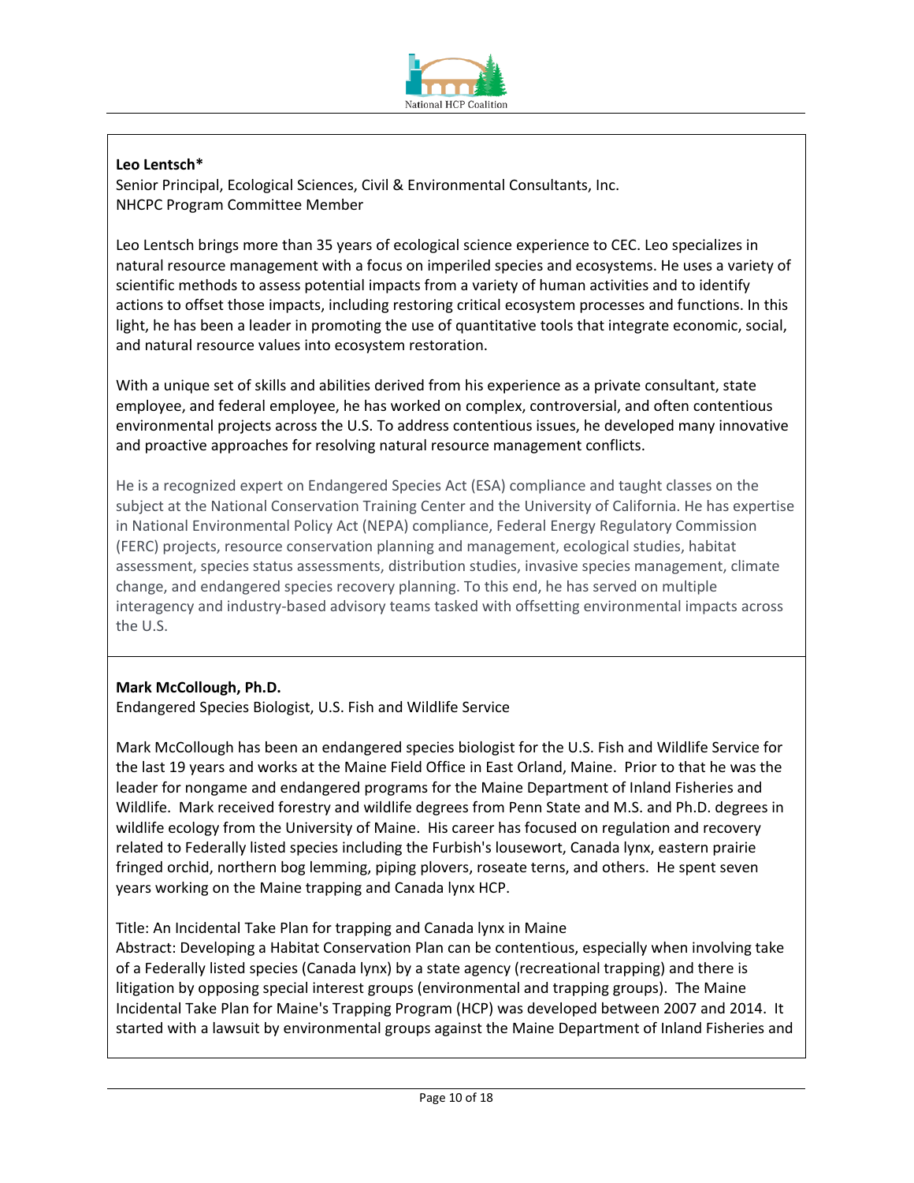**Leo Lentsch***
Senior Principal, Ecological Sciences, Civil & Environmental Consultants, Inc.
NHCPC Program Committee Member

Leo Lentsch brings more than 35 years of ecological science experience to CEC. Leo specializes in natural resource management with a focus on imperiled species and ecosystems. He uses a variety of scientific methods to assess potential impacts from a variety of human activities and to identify actions to offset those impacts, including restoring critical ecosystem processes and functions. In this light, he has been a leader in promoting the use of quantitative tools that integrate economic, social, and natural resource values into ecosystem restoration.

With a unique set of skills and abilities derived from his experience as a private consultant, state employee, and federal employee, he has worked on complex, controversial, and often contentious environmental projects across the U.S. To address contentious issues, he developed many innovative and proactive approaches for resolving natural resource management conflicts.

He is a recognized expert on Endangered Species Act (ESA) compliance and taught classes on the subject at the National Conservation Training Center and the University of California. He has expertise in National Environmental Policy Act (NEPA) compliance, Federal Energy Regulatory Commission (FERC) projects, resource conservation planning and management, ecological studies, habitat assessment, species status assessments, distribution studies, invasive species management, climate change, and endangered species recovery planning. To this end, he has served on multiple interagency and industry-based advisory teams tasked with offsetting environmental impacts across the U.S.

**Mark McCollough, Ph.D.**
Endangered Species Biologist, U.S. Fish and Wildlife Service

Mark McCollough has been an endangered species biologist for the U.S. Fish and Wildlife Service for the last 19 years and works at the Maine Field Office in East Orland, Maine. Prior to that he was the leader for nongame and endangered programs for the Maine Department of Inland Fisheries and Wildlife. Mark received forestry and wildlife degrees from Penn State and M.S. and Ph.D. degrees in wildlife ecology from the University of Maine. His career has focused on regulation and recovery related to Federally listed species including the Furbish's lousewort, Canada lynx, eastern prairie fringed orchid, northern bog lemming, piping plovers, roseate terns, and others. He spent seven years working on the Maine trapping and Canada lynx HCP.

Title: An Incidental Take Plan for trapping and Canada lynx in Maine
Abstract: Developing a Habitat Conservation Plan can be contentious, especially when involving take of a Federally listed species (Canada lynx) by a state agency (recreational trapping) and there is litigation by opposing special interest groups (environmental and trapping groups). The Maine Incidental Take Plan for Maine's Trapping Program (HCP) was developed between 2007 and 2014. It started with a lawsuit by environmental groups against the Maine Department of Inland Fisheries and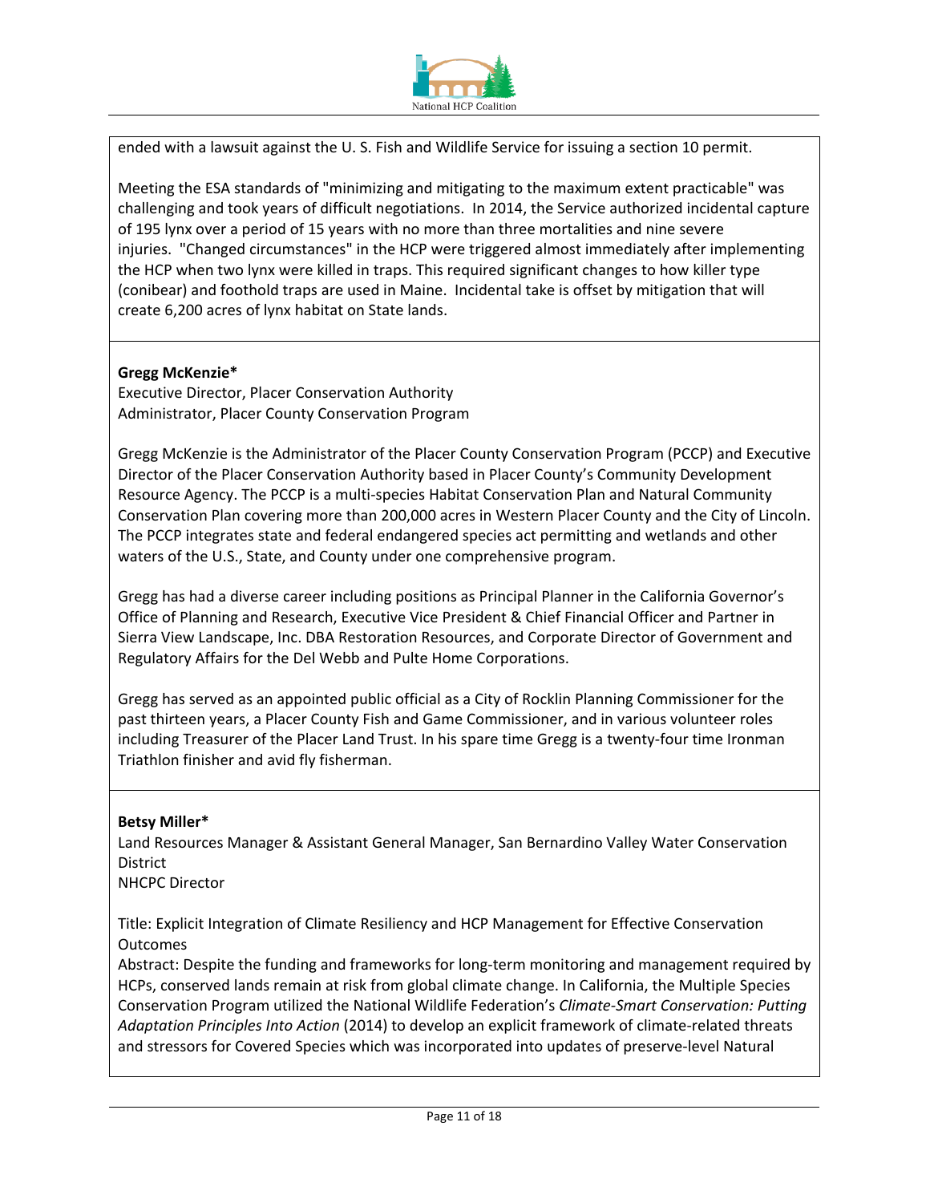ended with a lawsuit against the U. S. Fish and Wildlife Service for issuing a section 10 permit.

Meeting the ESA standards of "minimizing and mitigating to the maximum extent practicable" was challenging and took years of difficult negotiations. In 2014, the Service authorized incidental capture of 195 lynx over a period of 15 years with no more than three mortalities and nine severe injuries. "Changed circumstances" in the HCP were triggered almost immediately after implementing the HCP when two lynx were killed in traps. This required significant changes to how killer type (conibear) and foothold traps are used in Maine. Incidental take is offset by mitigation that will create 6,200 acres of lynx habitat on State lands.

**Gregg McKenzie***
Executive Director, Placer Conservation Authority
Administrator, Placer County Conservation Program

Gregg McKenzie is the Administrator of the Placer County Conservation Program (PCCP) and Executive Director of the Placer Conservation Authority based in Placer County's Community Development Resource Agency. The PCCP is a multi-species Habitat Conservation Plan and Natural Community Conservation Plan covering more than 200,000 acres in Western Placer County and the City of Lincoln. The PCCP integrates state and federal endangered species act permitting and wetlands and other waters of the U.S., State, and County under one comprehensive program.

Gregg has had a diverse career including positions as Principal Planner in the California Governor's Office of Planning and Research, Executive Vice President & Chief Financial Officer and Partner in Sierra View Landscape, Inc. DBA Restoration Resources, and Corporate Director of Government and Regulatory Affairs for the Del Webb and Pulte Home Corporations.

Gregg has served as an appointed public official as a City of Rocklin Planning Commissioner for the past thirteen years, a Placer County Fish and Game Commissioner, and in various volunteer roles including Treasurer of the Placer Land Trust. In his spare time Gregg is a twenty-four time Ironman Triathlon finisher and avid fly fisherman.

**Betsy Miller***
Land Resources Manager & Assistant General Manager, San Bernardino Valley Water Conservation District
NHCPC Director

Title: Explicit Integration of Climate Resiliency and HCP Management for Effective Conservation Outcomes
Abstract: Despite the funding and frameworks for long-term monitoring and management required by HCPs, conserved lands remain at risk from global climate change. In California, the Multiple Species Conservation Program utilized the National Wildlife Federation's *Climate-Smart Conservation: Putting Adaptation Principles Into Action* (2014) to develop an explicit framework of climate-related threats and stressors for Covered Species which was incorporated into updates of preserve-level Natural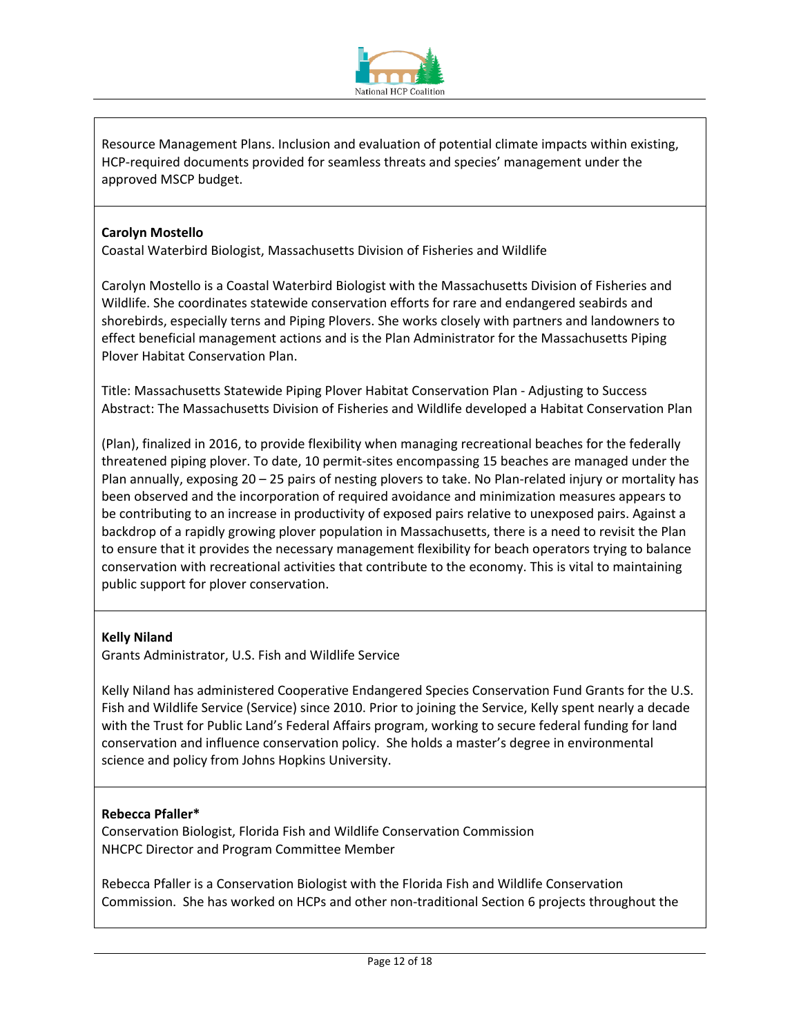Resource Management Plans. Inclusion and evaluation of potential climate impacts within existing, HCP-required documents provided for seamless threats and species' management under the approved MSCP budget.

**Carolyn Mostello**
Coastal Waterbird Biologist, Massachusetts Division of Fisheries and Wildlife

Carolyn Mostello is a Coastal Waterbird Biologist with the Massachusetts Division of Fisheries and Wildlife. She coordinates statewide conservation efforts for rare and endangered seabirds and shorebirds, especially terns and Piping Plovers. She works closely with partners and landowners to effect beneficial management actions and is the Plan Administrator for the Massachusetts Piping Plover Habitat Conservation Plan.

Title: Massachusetts Statewide Piping Plover Habitat Conservation Plan - Adjusting to Success
Abstract: The Massachusetts Division of Fisheries and Wildlife developed a Habitat Conservation Plan

(Plan), finalized in 2016, to provide flexibility when managing recreational beaches for the federally threatened piping plover. To date, 10 permit-sites encompassing 15 beaches are managed under the Plan annually, exposing 20 – 25 pairs of nesting plovers to take. No Plan-related injury or mortality has been observed and the incorporation of required avoidance and minimization measures appears to be contributing to an increase in productivity of exposed pairs relative to unexposed pairs. Against a backdrop of a rapidly growing plover population in Massachusetts, there is a need to revisit the Plan to ensure that it provides the necessary management flexibility for beach operators trying to balance conservation with recreational activities that contribute to the economy. This is vital to maintaining public support for plover conservation.

**Kelly Niland**
Grants Administrator, U.S. Fish and Wildlife Service

Kelly Niland has administered Cooperative Endangered Species Conservation Fund Grants for the U.S. Fish and Wildlife Service (Service) since 2010. Prior to joining the Service, Kelly spent nearly a decade with the Trust for Public Land's Federal Affairs program, working to secure federal funding for land conservation and influence conservation policy. She holds a master's degree in environmental science and policy from Johns Hopkins University.

**Rebecca Pfaller***
Conservation Biologist, Florida Fish and Wildlife Conservation Commission
NHCPC Director and Program Committee Member

Rebecca Pfaller is a Conservation Biologist with the Florida Fish and Wildlife Conservation Commission. She has worked on HCPs and other non-traditional Section 6 projects throughout the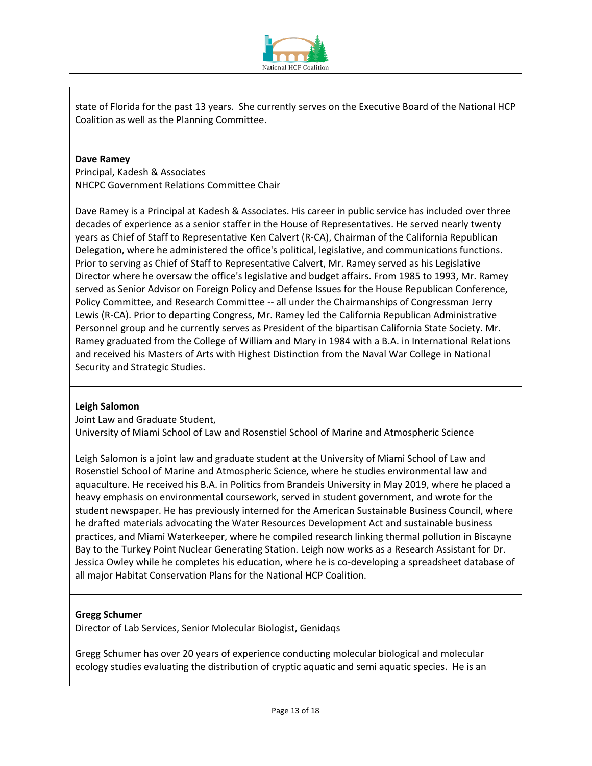state of Florida for the past 13 years. She currently serves on the Executive Board of the National HCP Coalition as well as the Planning Committee.

**Dave Ramey**
Principal, Kadesh & Associates
NHCPC Government Relations Committee Chair

Dave Ramey is a Principal at Kadesh & Associates. His career in public service has included over three decades of experience as a senior staffer in the House of Representatives. He served nearly twenty years as Chief of Staff to Representative Ken Calvert (R-CA), Chairman of the California Republican Delegation, where he administered the office's political, legislative, and communications functions. Prior to serving as Chief of Staff to Representative Calvert, Mr. Ramey served as his Legislative Director where he oversaw the office's legislative and budget affairs. From 1985 to 1993, Mr. Ramey served as Senior Advisor on Foreign Policy and Defense Issues for the House Republican Conference, Policy Committee, and Research Committee -- all under the Chairmanships of Congressman Jerry Lewis (R-CA). Prior to departing Congress, Mr. Ramey led the California Republican Administrative Personnel group and he currently serves as President of the bipartisan California State Society. Mr. Ramey graduated from the College of William and Mary in 1984 with a B.A. in International Relations and received his Masters of Arts with Highest Distinction from the Naval War College in National Security and Strategic Studies.

**Leigh Salomon**
Joint Law and Graduate Student,
University of Miami School of Law and Rosenstiel School of Marine and Atmospheric Science

Leigh Salomon is a joint law and graduate student at the University of Miami School of Law and Rosenstiel School of Marine and Atmospheric Science, where he studies environmental law and aquaculture. He received his B.A. in Politics from Brandeis University in May 2019, where he placed a heavy emphasis on environmental coursework, served in student government, and wrote for the student newspaper. He has previously interned for the American Sustainable Business Council, where he drafted materials advocating the Water Resources Development Act and sustainable business practices, and Miami Waterkeeper, where he compiled research linking thermal pollution in Biscayne Bay to the Turkey Point Nuclear Generating Station. Leigh now works as a Research Assistant for Dr. Jessica Owley while he completes his education, where he is co-developing a spreadsheet database of all major Habitat Conservation Plans for the National HCP Coalition.

**Gregg Schumer**
Director of Lab Services, Senior Molecular Biologist, Genidaqs

Gregg Schumer has over 20 years of experience conducting molecular biological and molecular ecology studies evaluating the distribution of cryptic aquatic and semi aquatic species. He is an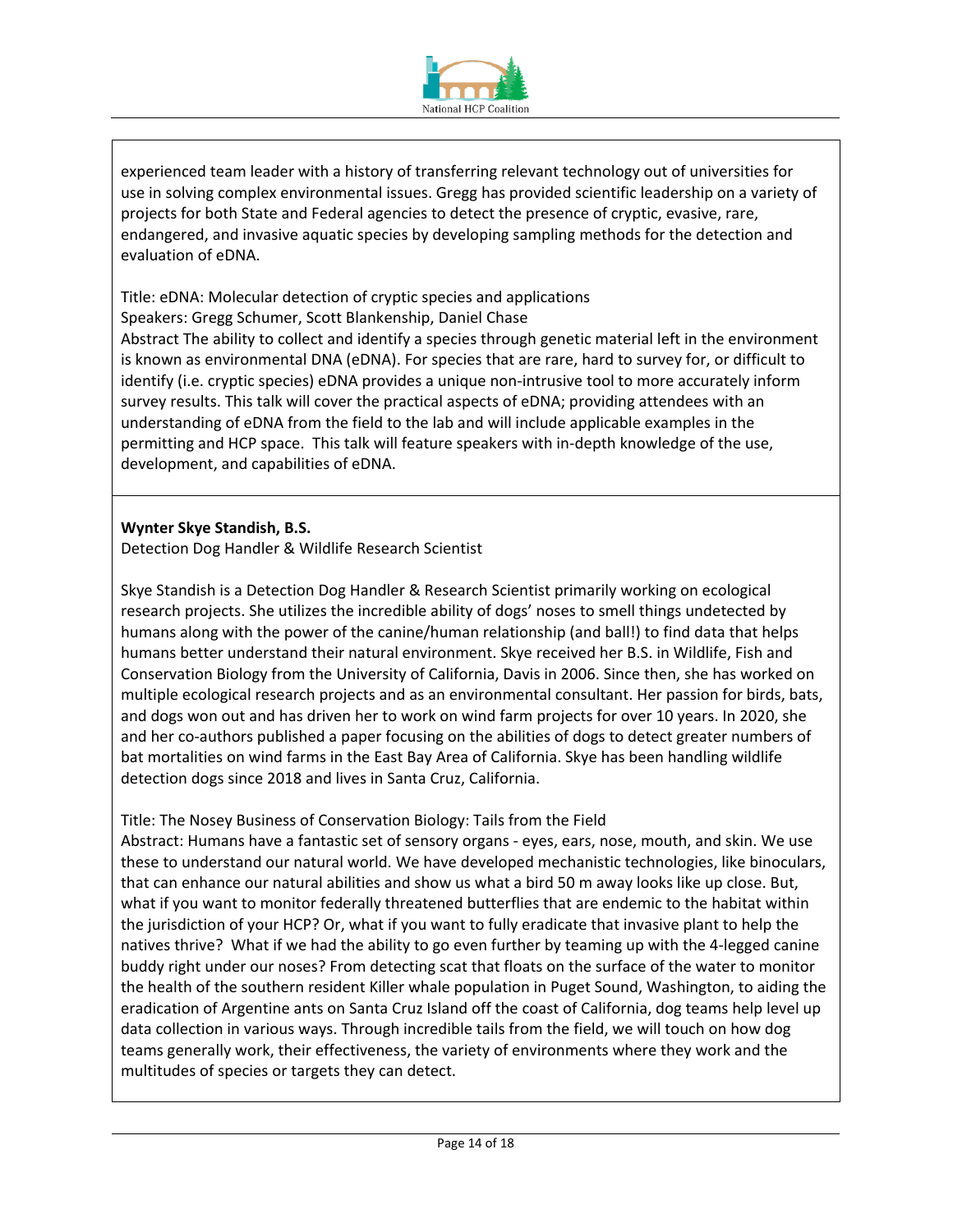experienced team leader with a history of transferring relevant technology out of universities for use in solving complex environmental issues. Gregg has provided scientific leadership on a variety of projects for both State and Federal agencies to detect the presence of cryptic, evasive, rare, endangered, and invasive aquatic species by developing sampling methods for the detection and evaluation of eDNA.

Title: eDNA: Molecular detection of cryptic species and applications
Speakers: Gregg Schumer, Scott Blankenship, Daniel Chase
Abstract The ability to collect and identify a species through genetic material left in the environment is known as environmental DNA (eDNA). For species that are rare, hard to survey for, or difficult to identify (i.e. cryptic species) eDNA provides a unique non-intrusive tool to more accurately inform survey results. This talk will cover the practical aspects of eDNA; providing attendees with an understanding of eDNA from the field to the lab and will include applicable examples in the permitting and HCP space. This talk will feature speakers with in-depth knowledge of the use, development, and capabilities of eDNA.

**Wynter Skye Standish, B.S.**
Detection Dog Handler & Wildlife Research Scientist

Skye Standish is a Detection Dog Handler & Research Scientist primarily working on ecological research projects. She utilizes the incredible ability of dogs' noses to smell things undetected by humans along with the power of the canine/human relationship (and ball!) to find data that helps humans better understand their natural environment. Skye received her B.S. in Wildlife, Fish and Conservation Biology from the University of California, Davis in 2006. Since then, she has worked on multiple ecological research projects and as an environmental consultant. Her passion for birds, bats, and dogs won out and has driven her to work on wind farm projects for over 10 years. In 2020, she and her co-authors published a paper focusing on the abilities of dogs to detect greater numbers of bat mortalities on wind farms in the East Bay Area of California. Skye has been handling wildlife detection dogs since 2018 and lives in Santa Cruz, California.

Title: The Nosey Business of Conservation Biology: Tails from the Field
Abstract: Humans have a fantastic set of sensory organs - eyes, ears, nose, mouth, and skin. We use these to understand our natural world. We have developed mechanistic technologies, like binoculars, that can enhance our natural abilities and show us what a bird 50 m away looks like up close. But, what if you want to monitor federally threatened butterflies that are endemic to the habitat within the jurisdiction of your HCP? Or, what if you want to fully eradicate that invasive plant to help the natives thrive? What if we had the ability to go even further by teaming up with the 4-legged canine buddy right under our noses? From detecting scat that floats on the surface of the water to monitor the health of the southern resident Killer whale population in Puget Sound, Washington, to aiding the eradication of Argentine ants on Santa Cruz Island off the coast of California, dog teams help level up data collection in various ways. Through incredible tails from the field, we will touch on how dog teams generally work, their effectiveness, the variety of environments where they work and the multitudes of species or targets they can detect.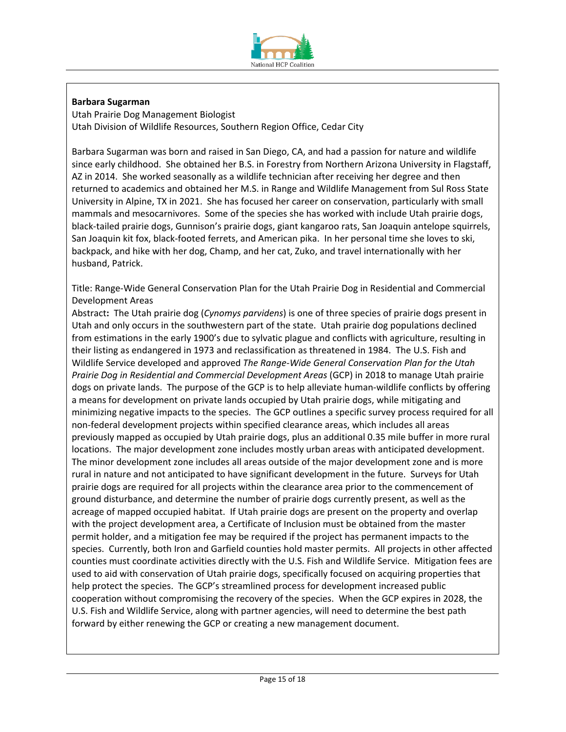**Barbara Sugarman**

Utah Prairie Dog Management Biologist
Utah Division of Wildlife Resources, Southern Region Office, Cedar City

Barbara Sugarman was born and raised in San Diego, CA, and had a passion for nature and wildlife since early childhood. She obtained her B.S. in Forestry from Northern Arizona University in Flagstaff, AZ in 2014. She worked seasonally as a wildlife technician after receiving her degree and then returned to academics and obtained her M.S. in Range and Wildlife Management from Sul Ross State University in Alpine, TX in 2021. She has focused her career on conservation, particularly with small mammals and mesocarnivores. Some of the species she has worked with include Utah prairie dogs, black-tailed prairie dogs, Gunnison's prairie dogs, giant kangaroo rats, San Joaquin antelope squirrels, San Joaquin kit fox, black-footed ferrets, and American pika. In her personal time she loves to ski, backpack, and hike with her dog, Champ, and her cat, Zuko, and travel internationally with her husband, Patrick.

Title: Range-Wide General Conservation Plan for the Utah Prairie Dog in Residential and Commercial Development Areas

**Abstract:** The Utah prairie dog (*Cynomys parvidens*) is one of three species of prairie dogs present in Utah and only occurs in the southwestern part of the state. Utah prairie dog populations declined from estimations in the early 1900's due to sylvatic plague and conflicts with agriculture, resulting in their listing as endangered in 1973 and reclassification as threatened in 1984. The U.S. Fish and Wildlife Service developed and approved *The Range-Wide General Conservation Plan for the Utah Prairie Dog in Residential and Commercial Development Areas* (GCP) in 2018 to manage Utah prairie dogs on private lands. The purpose of the GCP is to help alleviate human-wildlife conflicts by offering a means for development on private lands occupied by Utah prairie dogs, while mitigating and minimizing negative impacts to the species. The GCP outlines a specific survey process required for all non-federal development projects within specified clearance areas, which includes all areas previously mapped as occupied by Utah prairie dogs, plus an additional 0.35 mile buffer in more rural locations. The major development zone includes mostly urban areas with anticipated development. The minor development zone includes all areas outside of the major development zone and is more rural in nature and not anticipated to have significant development in the future. Surveys for Utah prairie dogs are required for all projects within the clearance area prior to the commencement of ground disturbance, and determine the number of prairie dogs currently present, as well as the acreage of mapped occupied habitat. If Utah prairie dogs are present on the property and overlap with the project development area, a Certificate of Inclusion must be obtained from the master permit holder, and a mitigation fee may be required if the project has permanent impacts to the species. Currently, both Iron and Garfield counties hold master permits. All projects in other affected counties must coordinate activities directly with the U.S. Fish and Wildlife Service. Mitigation fees are used to aid with conservation of Utah prairie dogs, specifically focused on acquiring properties that help protect the species. The GCP's streamlined process for development increased public cooperation without compromising the recovery of the species. When the GCP expires in 2028, the U.S. Fish and Wildlife Service, along with partner agencies, will need to determine the best path forward by either renewing the GCP or creating a new management document.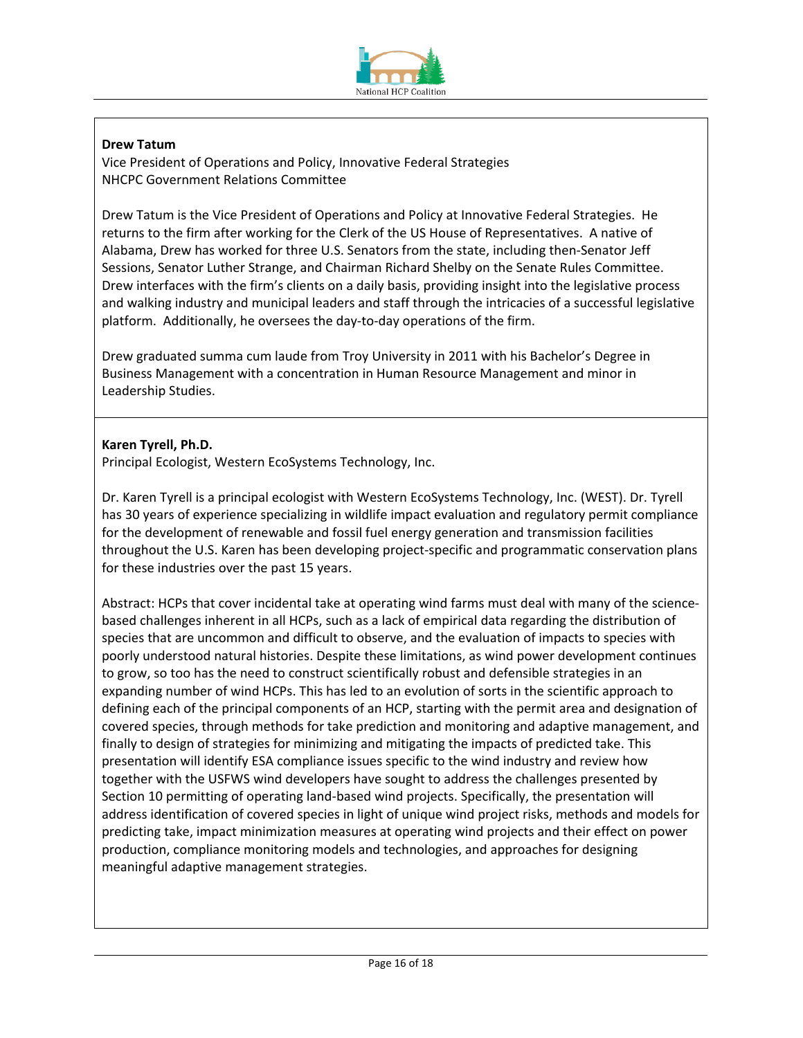**Drew Tatum**
Vice President of Operations and Policy, Innovative Federal Strategies
NHCPC Government Relations Committee

Drew Tatum is the Vice President of Operations and Policy at Innovative Federal Strategies. He returns to the firm after working for the Clerk of the US House of Representatives. A native of Alabama, Drew has worked for three U.S. Senators from the state, including then-Senator Jeff Sessions, Senator Luther Strange, and Chairman Richard Shelby on the Senate Rules Committee. Drew interfaces with the firm's clients on a daily basis, providing insight into the legislative process and walking industry and municipal leaders and staff through the intricacies of a successful legislative platform. Additionally, he oversees the day-to-day operations of the firm.

Drew graduated summa cum laude from Troy University in 2011 with his Bachelor's Degree in Business Management with a concentration in Human Resource Management and minor in Leadership Studies.

**Karen Tyrell, Ph.D.**
Principal Ecologist, Western EcoSystems Technology, Inc.

Dr. Karen Tyrell is a principal ecologist with Western EcoSystems Technology, Inc. (WEST). Dr. Tyrell has 30 years of experience specializing in wildlife impact evaluation and regulatory permit compliance for the development of renewable and fossil fuel energy generation and transmission facilities throughout the U.S. Karen has been developing project-specific and programmatic conservation plans for these industries over the past 15 years.

Abstract: HCPs that cover incidental take at operating wind farms must deal with many of the science-based challenges inherent in all HCPs, such as a lack of empirical data regarding the distribution of species that are uncommon and difficult to observe, and the evaluation of impacts to species with poorly understood natural histories. Despite these limitations, as wind power development continues to grow, so too has the need to construct scientifically robust and defensible strategies in an expanding number of wind HCPs. This has led to an evolution of sorts in the scientific approach to defining each of the principal components of an HCP, starting with the permit area and designation of covered species, through methods for take prediction and monitoring and adaptive management, and finally to design of strategies for minimizing and mitigating the impacts of predicted take. This presentation will identify ESA compliance issues specific to the wind industry and review how together with the USFWS wind developers have sought to address the challenges presented by Section 10 permitting of operating land-based wind projects. Specifically, the presentation will address identification of covered species in light of unique wind project risks, methods and models for predicting take, impact minimization measures at operating wind projects and their effect on power production, compliance monitoring models and technologies, and approaches for designing meaningful adaptive management strategies.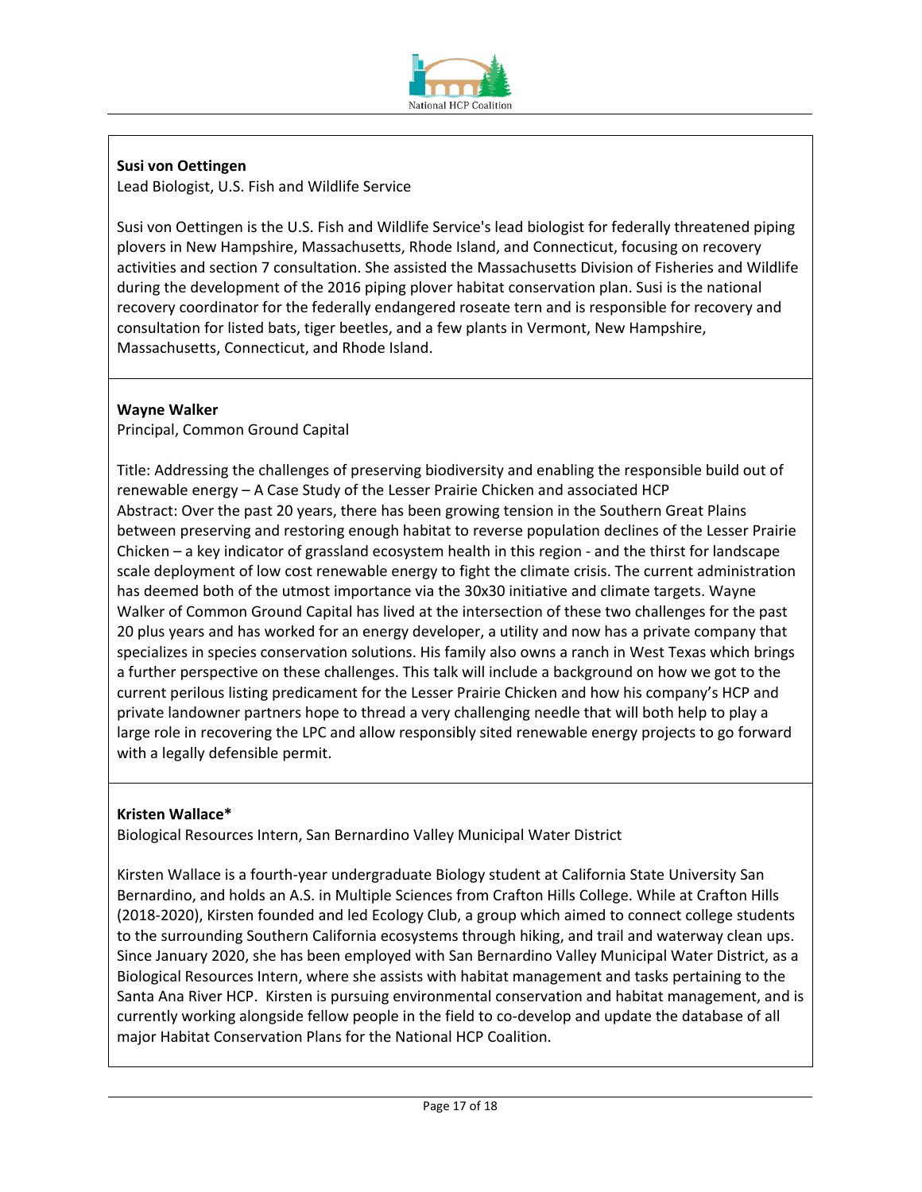**Susi von Oettingen**
Lead Biologist, U.S. Fish and Wildlife Service

Susi von Oettingen is the U.S. Fish and Wildlife Service's lead biologist for federally threatened piping plovers in New Hampshire, Massachusetts, Rhode Island, and Connecticut, focusing on recovery activities and section 7 consultation. She assisted the Massachusetts Division of Fisheries and Wildlife during the development of the 2016 piping plover habitat conservation plan. Susi is the national recovery coordinator for the federally endangered roseate tern and is responsible for recovery and consultation for listed bats, tiger beetles, and a few plants in Vermont, New Hampshire, Massachusetts, Connecticut, and Rhode Island.

**Wayne Walker**
Principal, Common Ground Capital

Title: Addressing the challenges of preserving biodiversity and enabling the responsible build out of renewable energy – A Case Study of the Lesser Prairie Chicken and associated HCP
Abstract: Over the past 20 years, there has been growing tension in the Southern Great Plains between preserving and restoring enough habitat to reverse population declines of the Lesser Prairie Chicken – a key indicator of grassland ecosystem health in this region - and the thirst for landscape scale deployment of low cost renewable energy to fight the climate crisis. The current administration has deemed both of the utmost importance via the 30x30 initiative and climate targets. Wayne Walker of Common Ground Capital has lived at the intersection of these two challenges for the past 20 plus years and has worked for an energy developer, a utility and now has a private company that specializes in species conservation solutions. His family also owns a ranch in West Texas which brings a further perspective on these challenges. This talk will include a background on how we got to the current perilous listing predicament for the Lesser Prairie Chicken and how his company's HCP and private landowner partners hope to thread a very challenging needle that will both help to play a large role in recovering the LPC and allow responsibly sited renewable energy projects to go forward with a legally defensible permit.

**Kristen Wallace***
Biological Resources Intern, San Bernardino Valley Municipal Water District

Kirsten Wallace is a fourth-year undergraduate Biology student at California State University San Bernardino, and holds an A.S. in Multiple Sciences from Crafton Hills College. While at Crafton Hills (2018-2020), Kirsten founded and led Ecology Club, a group which aimed to connect college students to the surrounding Southern California ecosystems through hiking, and trail and waterway clean ups. Since January 2020, she has been employed with San Bernardino Valley Municipal Water District, as a Biological Resources Intern, where she assists with habitat management and tasks pertaining to the Santa Ana River HCP. Kirsten is pursuing environmental conservation and habitat management, and is currently working alongside fellow people in the field to co-develop and update the database of all major Habitat Conservation Plans for the National HCP Coalition.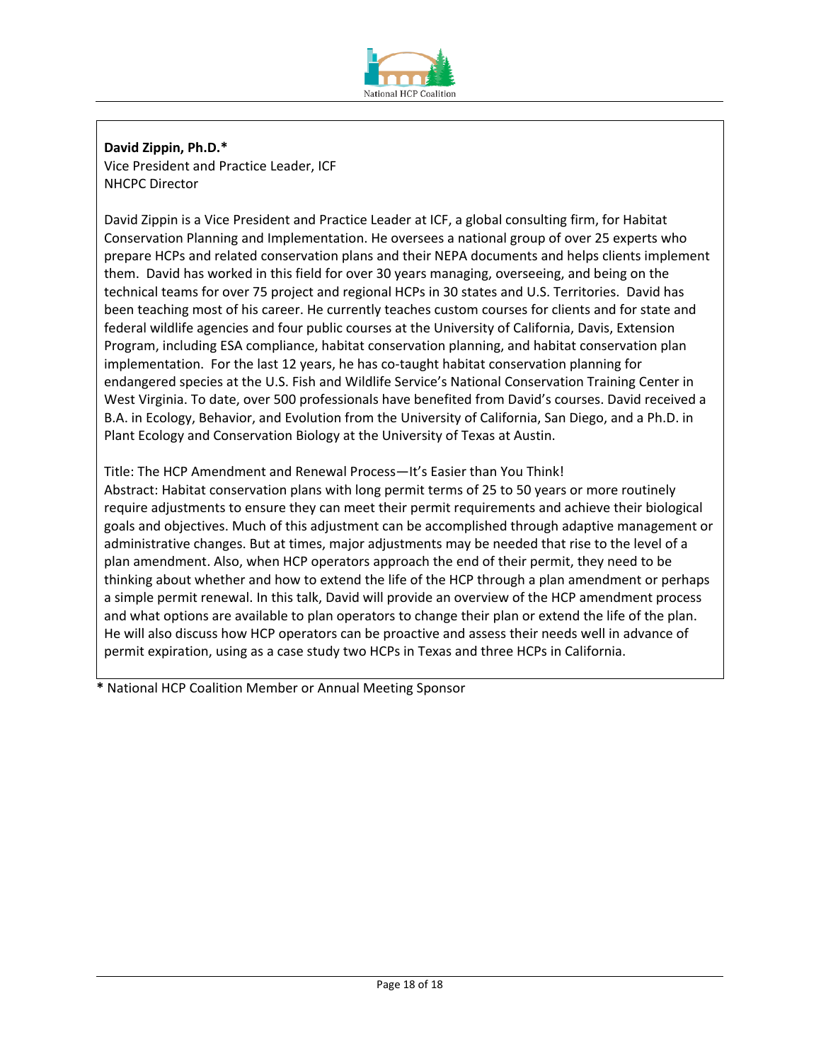**David Zippin, Ph.D.***
Vice President and Practice Leader, ICF
NHCPC Director

David Zippin is a Vice President and Practice Leader at ICF, a global consulting firm, for Habitat Conservation Planning and Implementation. He oversees a national group of over 25 experts who prepare HCPs and related conservation plans and their NEPA documents and helps clients implement them. David has worked in this field for over 30 years managing, overseeing, and being on the technical teams for over 75 project and regional HCPs in 30 states and U.S. Territories. David has been teaching most of his career. He currently teaches custom courses for clients and for state and federal wildlife agencies and four public courses at the University of California, Davis, Extension Program, including ESA compliance, habitat conservation planning, and habitat conservation plan implementation. For the last 12 years, he has co-taught habitat conservation planning for endangered species at the U.S. Fish and Wildlife Service's National Conservation Training Center in West Virginia. To date, over 500 professionals have benefited from David's courses. David received a B.A. in Ecology, Behavior, and Evolution from the University of California, San Diego, and a Ph.D. in Plant Ecology and Conservation Biology at the University of Texas at Austin.

Title: The HCP Amendment and Renewal Process—It's Easier than You Think!
Abstract: Habitat conservation plans with long permit terms of 25 to 50 years or more routinely require adjustments to ensure they can meet their permit requirements and achieve their biological goals and objectives. Much of this adjustment can be accomplished through adaptive management or administrative changes. But at times, major adjustments may be needed that rise to the level of a plan amendment. Also, when HCP operators approach the end of their permit, they need to be thinking about whether and how to extend the life of the HCP through a plan amendment or perhaps a simple permit renewal. In this talk, David will provide an overview of the HCP amendment process and what options are available to plan operators to change their plan or extend the life of the plan. He will also discuss how HCP operators can be proactive and assess their needs well in advance of permit expiration, using as a case study two HCPs in Texas and three HCPs in California.

**\*** National HCP Coalition Member or Annual Meeting Sponsor